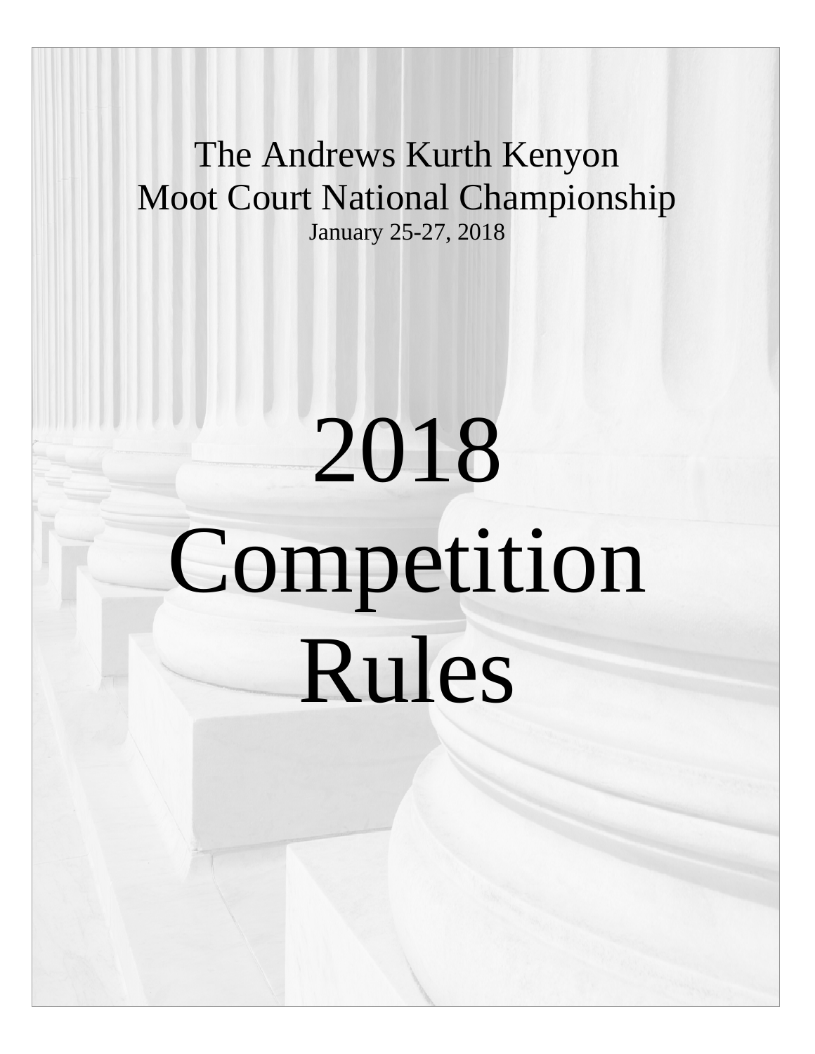The Andrews Kurth Kenyon

Moot Court National Championship

January 25-27, 2018

# 2018 Competition Rules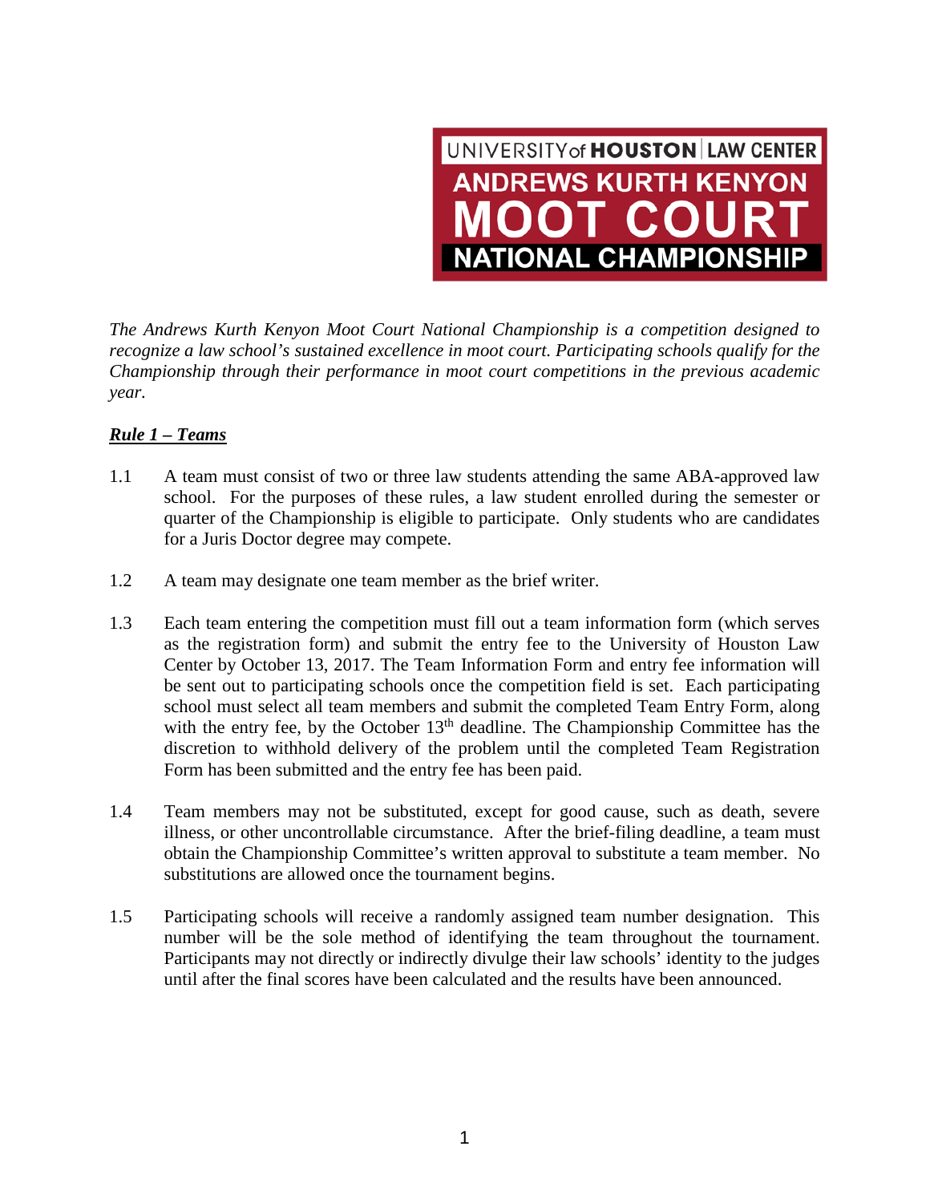UNIVERSITY of HOUSTON | LAW CENTER
ANDREWS KURTH KENYON
MOOT COURT
NATIONAL CHAMPIONSHIP

*The Andrews Kurth Kenyon Moot Court National Championship is a competition designed to recognize a law school's sustained excellence in moot court. Participating schools qualify for the Championship through their performance in moot court competitions in the previous academic year.*

## ***Rule 1 – Teams***

1.1 A team must consist of two or three law students attending the same ABA-approved law school. For the purposes of these rules, a law student enrolled during the semester or quarter of the Championship is eligible to participate. Only students who are candidates for a Juris Doctor degree may compete.

1.2 A team may designate one team member as the brief writer.

1.3 Each team entering the competition must fill out a team information form (which serves as the registration form) and submit the entry fee to the University of Houston Law Center by October 13, 2017. The Team Information Form and entry fee information will be sent out to participating schools once the competition field is set. Each participating school must select all team members and submit the completed Team Entry Form, along with the entry fee, by the October 13th deadline. The Championship Committee has the discretion to withhold delivery of the problem until the completed Team Registration Form has been submitted and the entry fee has been paid.

1.4 Team members may not be substituted, except for good cause, such as death, severe illness, or other uncontrollable circumstance. After the brief-filing deadline, a team must obtain the Championship Committee's written approval to substitute a team member. No substitutions are allowed once the tournament begins.

1.5 Participating schools will receive a randomly assigned team number designation. This number will be the sole method of identifying the team throughout the tournament. Participants may not directly or indirectly divulge their law schools' identity to the judges until after the final scores have been calculated and the results have been announced.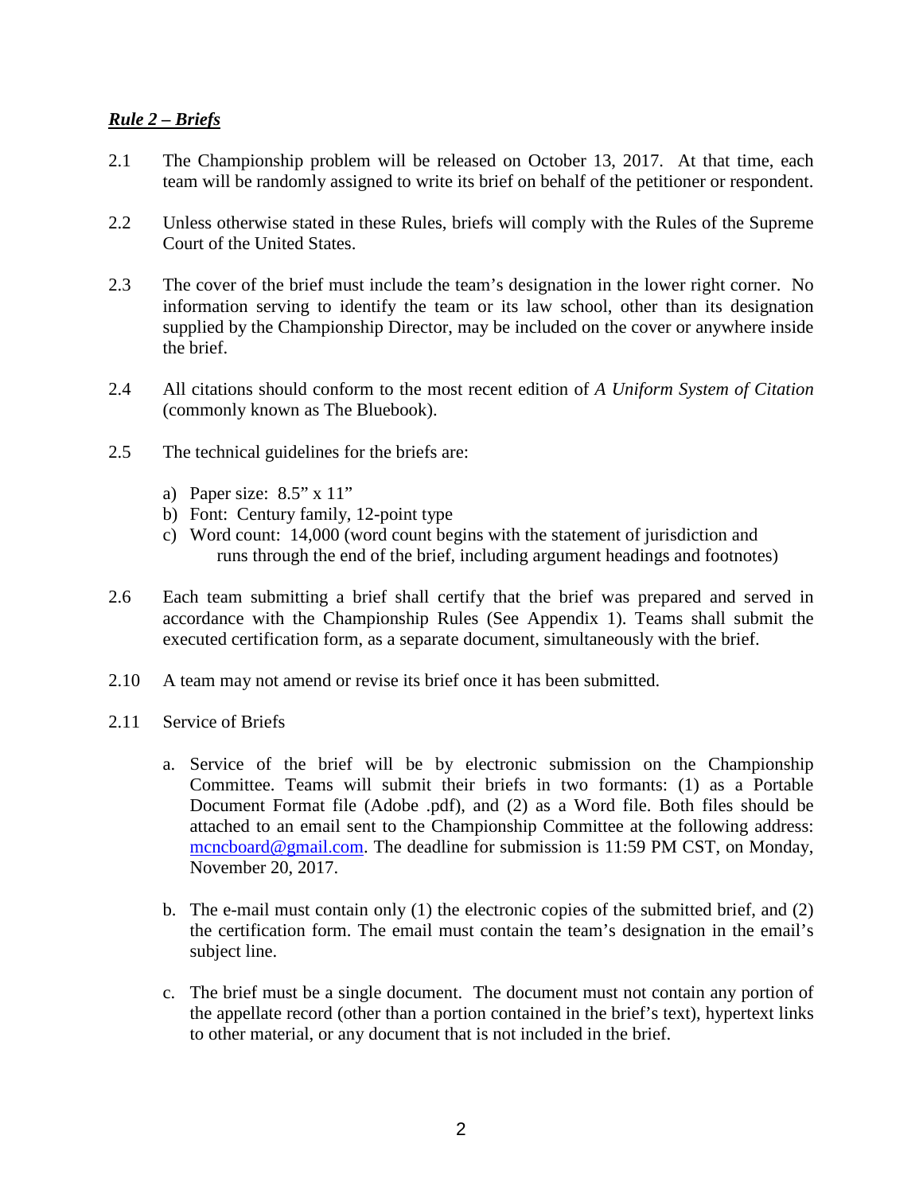***Rule 2 – Briefs***

2.1 The Championship problem will be released on October 13, 2017. At that time, each team will be randomly assigned to write its brief on behalf of the petitioner or respondent.

2.2 Unless otherwise stated in these Rules, briefs will comply with the Rules of the Supreme Court of the United States.

2.3 The cover of the brief must include the team's designation in the lower right corner. No information serving to identify the team or its law school, other than its designation supplied by the Championship Director, may be included on the cover or anywhere inside the brief.

2.4 All citations should conform to the most recent edition of *A Uniform System of Citation* (commonly known as The Bluebook).

2.5 The technical guidelines for the briefs are:

a) Paper size: 8.5" x 11"
b) Font: Century family, 12-point type
c) Word count: 14,000 (word count begins with the statement of jurisdiction and runs through the end of the brief, including argument headings and footnotes)

2.6 Each team submitting a brief shall certify that the brief was prepared and served in accordance with the Championship Rules (See Appendix 1). Teams shall submit the executed certification form, as a separate document, simultaneously with the brief.

2.10 A team may not amend or revise its brief once it has been submitted.

2.11 Service of Briefs

a. Service of the brief will be by electronic submission on the Championship Committee. Teams will submit their briefs in two formants: (1) as a Portable Document Format file (Adobe .pdf), and (2) as a Word file. Both files should be attached to an email sent to the Championship Committee at the following address: mcncboard@gmail.com. The deadline for submission is 11:59 PM CST, on Monday, November 20, 2017.

b. The e-mail must contain only (1) the electronic copies of the submitted brief, and (2) the certification form. The email must contain the team's designation in the email's subject line.

c. The brief must be a single document. The document must not contain any portion of the appellate record (other than a portion contained in the brief's text), hypertext links to other material, or any document that is not included in the brief.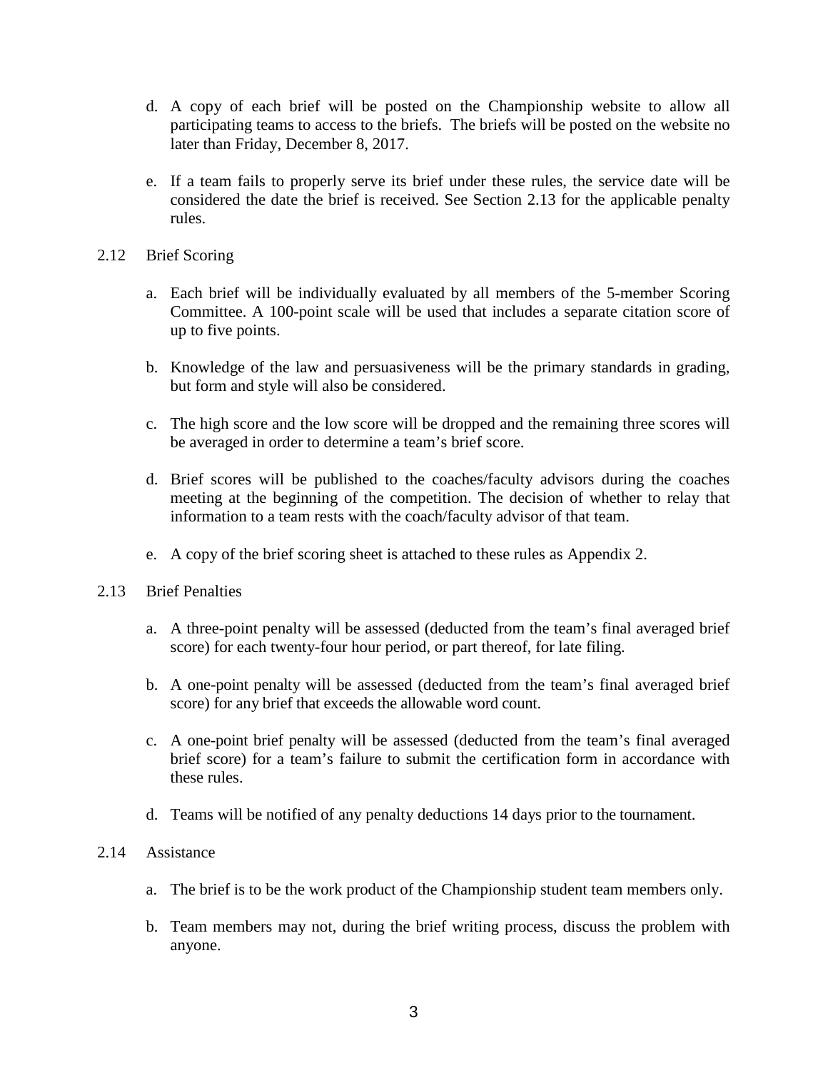d. A copy of each brief will be posted on the Championship website to allow all participating teams to access to the briefs. The briefs will be posted on the website no later than Friday, December 8, 2017.

e. If a team fails to properly serve its brief under these rules, the service date will be considered the date the brief is received. See Section 2.13 for the applicable penalty rules.

2.12 Brief Scoring

a. Each brief will be individually evaluated by all members of the 5-member Scoring Committee. A 100-point scale will be used that includes a separate citation score of up to five points.

b. Knowledge of the law and persuasiveness will be the primary standards in grading, but form and style will also be considered.

c. The high score and the low score will be dropped and the remaining three scores will be averaged in order to determine a team's brief score.

d. Brief scores will be published to the coaches/faculty advisors during the coaches meeting at the beginning of the competition. The decision of whether to relay that information to a team rests with the coach/faculty advisor of that team.

e. A copy of the brief scoring sheet is attached to these rules as Appendix 2.

2.13 Brief Penalties

a. A three-point penalty will be assessed (deducted from the team's final averaged brief score) for each twenty-four hour period, or part thereof, for late filing.

b. A one-point penalty will be assessed (deducted from the team's final averaged brief score) for any brief that exceeds the allowable word count.

c. A one-point brief penalty will be assessed (deducted from the team's final averaged brief score) for a team's failure to submit the certification form in accordance with these rules.

d. Teams will be notified of any penalty deductions 14 days prior to the tournament.

2.14 Assistance

a. The brief is to be the work product of the Championship student team members only.

b. Team members may not, during the brief writing process, discuss the problem with anyone.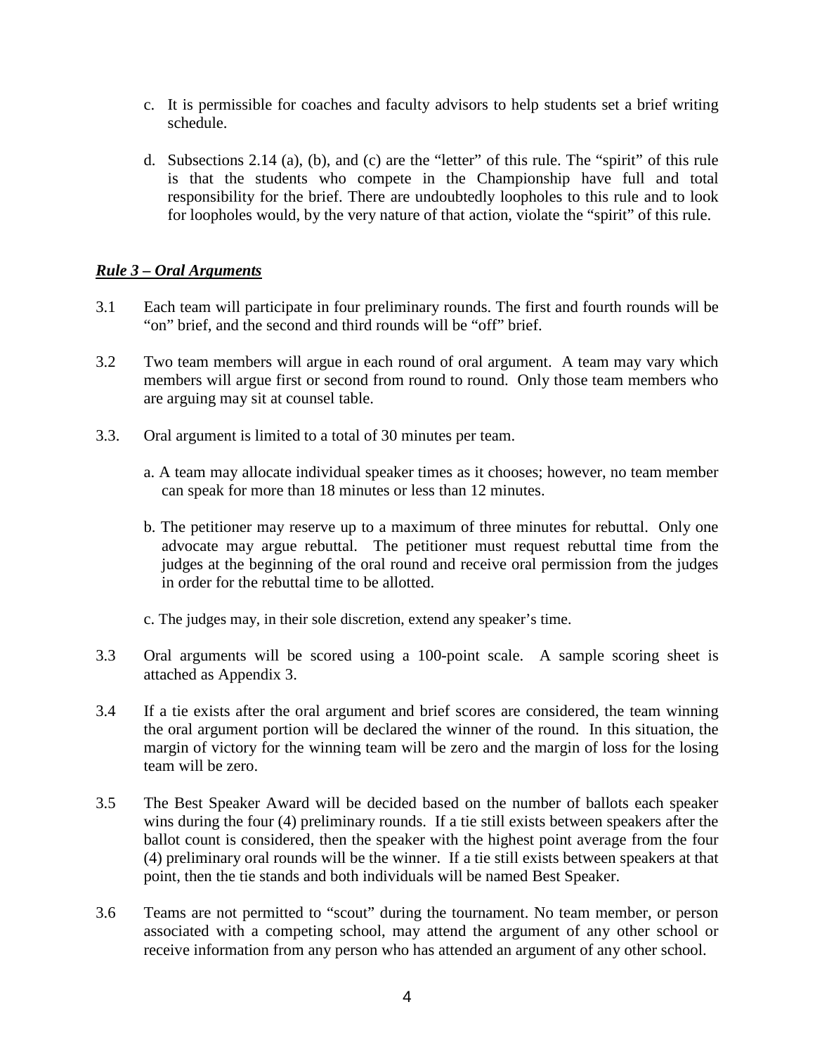c. It is permissible for coaches and faculty advisors to help students set a brief writing schedule.

d. Subsections 2.14 (a), (b), and (c) are the "letter" of this rule. The "spirit" of this rule is that the students who compete in the Championship have full and total responsibility for the brief. There are undoubtedly loopholes to this rule and to look for loopholes would, by the very nature of that action, violate the "spirit" of this rule.

## ***Rule 3 – Oral Arguments***

3.1 Each team will participate in four preliminary rounds. The first and fourth rounds will be "on" brief, and the second and third rounds will be "off" brief.

3.2 Two team members will argue in each round of oral argument. A team may vary which members will argue first or second from round to round. Only those team members who are arguing may sit at counsel table.

3.3. Oral argument is limited to a total of 30 minutes per team.

a. A team may allocate individual speaker times as it chooses; however, no team member can speak for more than 18 minutes or less than 12 minutes.

b. The petitioner may reserve up to a maximum of three minutes for rebuttal. Only one advocate may argue rebuttal. The petitioner must request rebuttal time from the judges at the beginning of the oral round and receive oral permission from the judges in order for the rebuttal time to be allotted.

c. The judges may, in their sole discretion, extend any speaker's time.

3.3 Oral arguments will be scored using a 100-point scale. A sample scoring sheet is attached as Appendix 3.

3.4 If a tie exists after the oral argument and brief scores are considered, the team winning the oral argument portion will be declared the winner of the round. In this situation, the margin of victory for the winning team will be zero and the margin of loss for the losing team will be zero.

3.5 The Best Speaker Award will be decided based on the number of ballots each speaker wins during the four (4) preliminary rounds. If a tie still exists between speakers after the ballot count is considered, then the speaker with the highest point average from the four (4) preliminary oral rounds will be the winner. If a tie still exists between speakers at that point, then the tie stands and both individuals will be named Best Speaker.

3.6 Teams are not permitted to "scout" during the tournament. No team member, or person associated with a competing school, may attend the argument of any other school or receive information from any person who has attended an argument of any other school.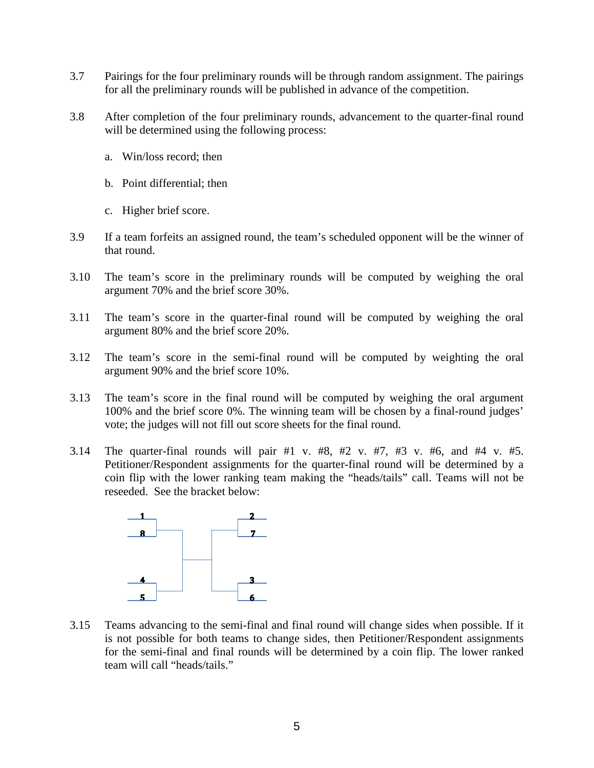3.7 Pairings for the four preliminary rounds will be through random assignment. The pairings for all the preliminary rounds will be published in advance of the competition.

3.8 After completion of the four preliminary rounds, advancement to the quarter-final round will be determined using the following process:

   a. Win/loss record; then

   b. Point differential; then

   c. Higher brief score.

3.9 If a team forfeits an assigned round, the team's scheduled opponent will be the winner of that round.

3.10 The team's score in the preliminary rounds will be computed by weighing the oral argument 70% and the brief score 30%.

3.11 The team's score in the quarter-final round will be computed by weighing the oral argument 80% and the brief score 20%.

3.12 The team's score in the semi-final round will be computed by weighting the oral argument 90% and the brief score 10%.

3.13 The team's score in the final round will be computed by weighing the oral argument 100% and the brief score 0%. The winning team will be chosen by a final-round judges' vote; the judges will not fill out score sheets for the final round.

3.14 The quarter-final rounds will pair #1 v. #8, #2 v. #7, #3 v. #6, and #4 v. #5. Petitioner/Respondent assignments for the quarter-final round will be determined by a coin flip with the lower ranking team making the "heads/tails" call. Teams will not be reseeded. See the bracket below:

1
8
4
5
2
7
3
6

3.15 Teams advancing to the semi-final and final round will change sides when possible. If it is not possible for both teams to change sides, then Petitioner/Respondent assignments for the semi-final and final rounds will be determined by a coin flip. The lower ranked team will call "heads/tails."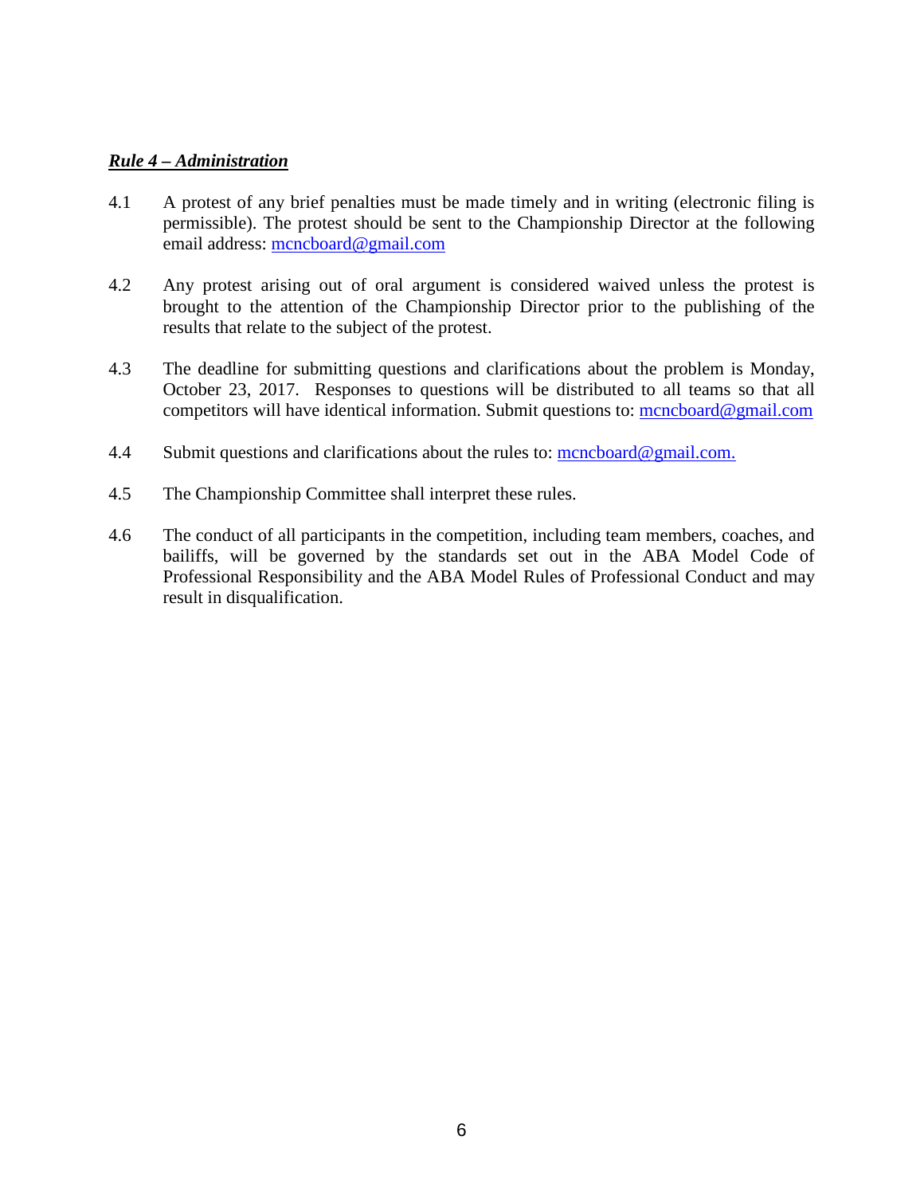***Rule 4 – Administration***

4.1 A protest of any brief penalties must be made timely and in writing (electronic filing is permissible). The protest should be sent to the Championship Director at the following email address: mcncboard@gmail.com

4.2 Any protest arising out of oral argument is considered waived unless the protest is brought to the attention of the Championship Director prior to the publishing of the results that relate to the subject of the protest.

4.3 The deadline for submitting questions and clarifications about the problem is Monday, October 23, 2017. Responses to questions will be distributed to all teams so that all competitors will have identical information. Submit questions to: mcncboard@gmail.com

4.4 Submit questions and clarifications about the rules to: mcncboard@gmail.com.

4.5 The Championship Committee shall interpret these rules.

4.6 The conduct of all participants in the competition, including team members, coaches, and bailiffs, will be governed by the standards set out in the ABA Model Code of Professional Responsibility and the ABA Model Rules of Professional Conduct and may result in disqualification.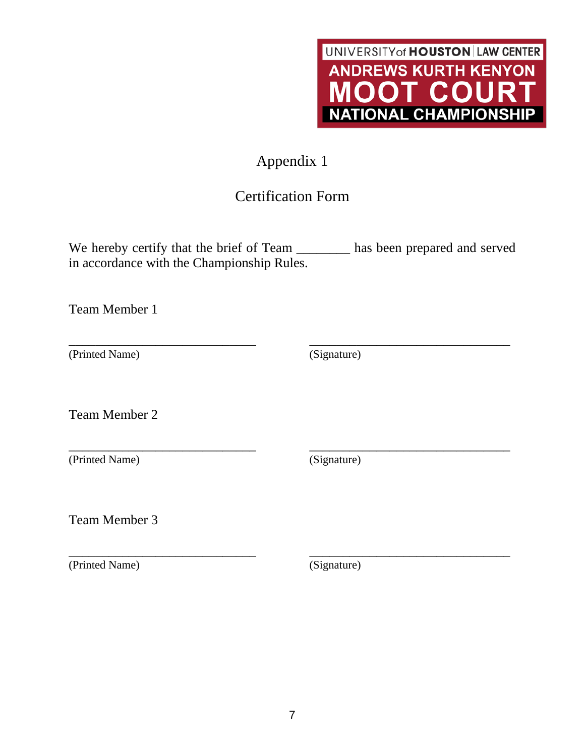UNIVERSITY of HOUSTON | LAW CENTER
ANDREWS KURTH KENYON
MOOT COURT
NATIONAL CHAMPIONSHIP

# Appendix 1

## Certification Form

We hereby certify that the brief of Team ________ has been prepared and served in accordance with the Championship Rules.

Team Member 1

______________________________ ________________________________
(Printed Name) (Signature)

Team Member 2

______________________________ ________________________________
(Printed Name) (Signature)

Team Member 3

______________________________ ________________________________
(Printed Name) (Signature)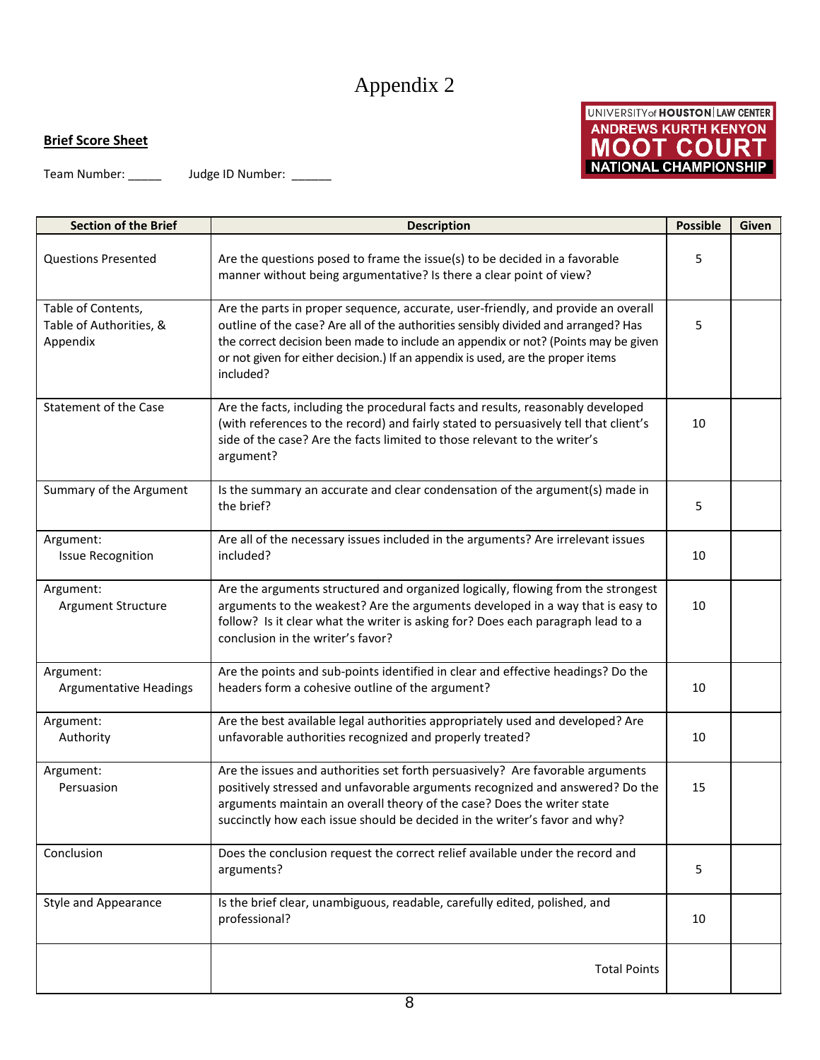# Appendix 2

UNIVERSITY of HOUSTON | LAW CENTER
ANDREWS KURTH KENYON
MOOT COURT
NATIONAL CHAMPIONSHIP

**Brief Score Sheet**

Team Number: _____ Judge ID Number: ______

| Section of the Brief | Description | Possible | Given |
|---|---|---|---|
| Questions Presented | Are the questions posed to frame the issue(s) to be decided in a favorable manner without being argumentative? Is there a clear point of view? | 5 | |
| Table of Contents, Table of Authorities, & Appendix | Are the parts in proper sequence, accurate, user-friendly, and provide an overall outline of the case? Are all of the authorities sensibly divided and arranged? Has the correct decision been made to include an appendix or not? (Points may be given or not given for either decision.) If an appendix is used, are the proper items included? | 5 | |
| Statement of the Case | Are the facts, including the procedural facts and results, reasonably developed (with references to the record) and fairly stated to persuasively tell that client's side of the case? Are the facts limited to those relevant to the writer's argument? | 10 | |
| Summary of the Argument | Is the summary an accurate and clear condensation of the argument(s) made in the brief? | 5 | |
| Argument: Issue Recognition | Are all of the necessary issues included in the arguments? Are irrelevant issues included? | 10 | |
| Argument: Argument Structure | Are the arguments structured and organized logically, flowing from the strongest arguments to the weakest? Are the arguments developed in a way that is easy to follow? Is it clear what the writer is asking for? Does each paragraph lead to a conclusion in the writer's favor? | 10 | |
| Argument: Argumentative Headings | Are the points and sub-points identified in clear and effective headings? Do the headers form a cohesive outline of the argument? | 10 | |
| Argument: Authority | Are the best available legal authorities appropriately used and developed? Are unfavorable authorities recognized and properly treated? | 10 | |
| Argument: Persuasion | Are the issues and authorities set forth persuasively? Are favorable arguments positively stressed and unfavorable arguments recognized and answered? Do the arguments maintain an overall theory of the case? Does the writer state succinctly how each issue should be decided in the writer's favor and why? | 15 | |
| Conclusion | Does the conclusion request the correct relief available under the record and arguments? | 5 | |
| Style and Appearance | Is the brief clear, unambiguous, readable, carefully edited, polished, and professional? | 10 | |
| | Total Points | | |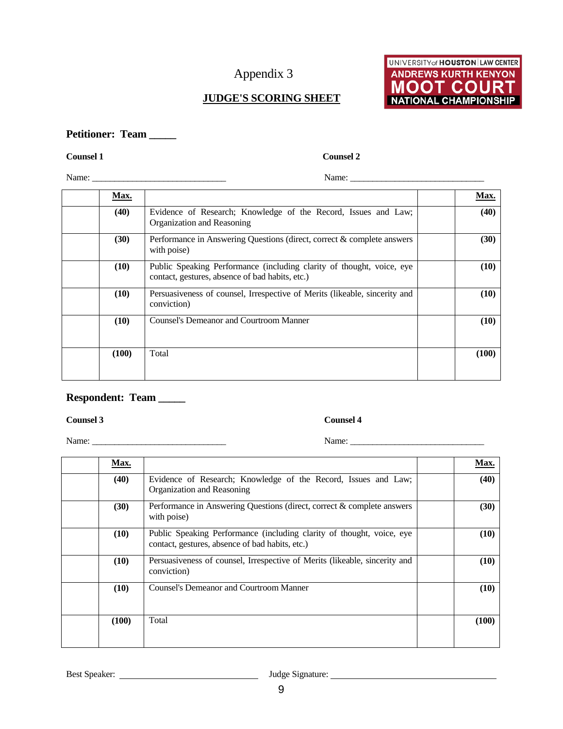Appendix 3

UNIVERSITY of HOUSTON LAW CENTER
ANDREWS KURTH KENYON
MOOT COURT
NATIONAL CHAMPIONSHIP

## JUDGE'S SCORING SHEET

### Petitioner: Team _____

**Counsel 1** — Name: ______________________________

**Counsel 2** — Name: ______________________________

| | Max. | | | Max. |
|---|---|---|---|---|
| | **(40)** | Evidence of Research; Knowledge of the Record, Issues and Law; Organization and Reasoning | | **(40)** |
| | **(30)** | Performance in Answering Questions (direct, correct & complete answers with poise) | | **(30)** |
| | **(10)** | Public Speaking Performance (including clarity of thought, voice, eye contact, gestures, absence of bad habits, etc.) | | **(10)** |
| | **(10)** | Persuasiveness of counsel, Irrespective of Merits (likeable, sincerity and conviction) | | **(10)** |
| | **(10)** | Counsel's Demeanor and Courtroom Manner | | **(10)** |
| | **(100)** | Total | | **(100)** |

### Respondent: Team _____

**Counsel 3** — Name: ______________________________

**Counsel 4** — Name: ______________________________

| | Max. | | | Max. |
|---|---|---|---|---|
| | **(40)** | Evidence of Research; Knowledge of the Record, Issues and Law; Organization and Reasoning | | **(40)** |
| | **(30)** | Performance in Answering Questions (direct, correct & complete answers with poise) | | **(30)** |
| | **(10)** | Public Speaking Performance (including clarity of thought, voice, eye contact, gestures, absence of bad habits, etc.) | | **(10)** |
| | **(10)** | Persuasiveness of counsel, Irrespective of Merits (likeable, sincerity and conviction) | | **(10)** |
| | **(10)** | Counsel's Demeanor and Courtroom Manner | | **(10)** |
| | **(100)** | Total | | **(100)** |

Best Speaker: ______________________________ Judge Signature: ______________________________